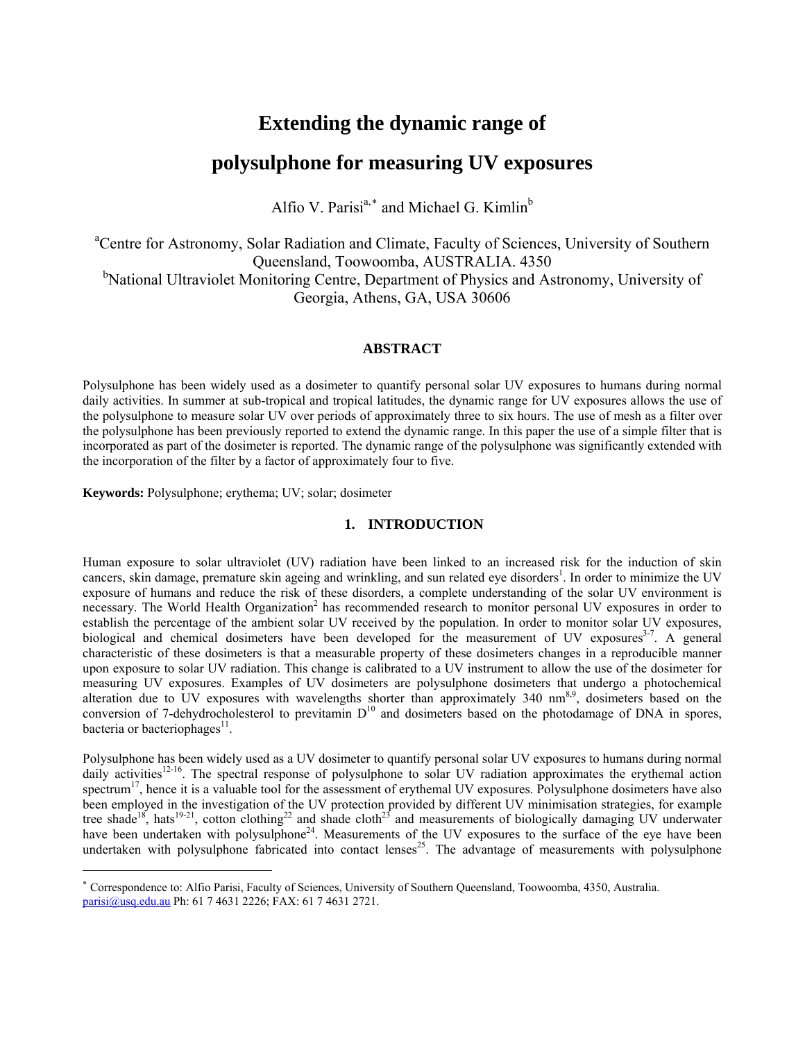# Extending the dynamic range of polysulphone for measuring UV exposures

Alfio V. Parisi[a,*] and Michael G. Kimlin[b]

[a]Centre for Astronomy, Solar Radiation and Climate, Faculty of Sciences, University of Southern Queensland, Toowoomba, AUSTRALIA. 4350
[b]National Ultraviolet Monitoring Centre, Department of Physics and Astronomy, University of Georgia, Athens, GA, USA 30606

## ABSTRACT

Polysulphone has been widely used as a dosimeter to quantify personal solar UV exposures to humans during normal daily activities. In summer at sub-tropical and tropical latitudes, the dynamic range for UV exposures allows the use of the polysulphone to measure solar UV over periods of approximately three to six hours. The use of mesh as a filter over the polysulphone has been previously reported to extend the dynamic range. In this paper the use of a simple filter that is incorporated as part of the dosimeter is reported. The dynamic range of the polysulphone was significantly extended with the incorporation of the filter by a factor of approximately four to five.

**Keywords:** Polysulphone; erythema; UV; solar; dosimeter

## 1. INTRODUCTION

Human exposure to solar ultraviolet (UV) radiation have been linked to an increased risk for the induction of skin cancers, skin damage, premature skin ageing and wrinkling, and sun related eye disorders[1]. In order to minimize the UV exposure of humans and reduce the risk of these disorders, a complete understanding of the solar UV environment is necessary. The World Health Organization[2] has recommended research to monitor personal UV exposures in order to establish the percentage of the ambient solar UV received by the population. In order to monitor solar UV exposures, biological and chemical dosimeters have been developed for the measurement of UV exposures[3-7]. A general characteristic of these dosimeters is that a measurable property of these dosimeters changes in a reproducible manner upon exposure to solar UV radiation. This change is calibrated to a UV instrument to allow the use of the dosimeter for measuring UV exposures. Examples of UV dosimeters are polysulphone dosimeters that undergo a photochemical alteration due to UV exposures with wavelengths shorter than approximately 340 nm[8,9], dosimeters based on the conversion of 7-dehydrocholesterol to previtamin D[10] and dosimeters based on the photodamage of DNA in spores, bacteria or bacteriophages[11].

Polysulphone has been widely used as a UV dosimeter to quantify personal solar UV exposures to humans during normal daily activities[12-16]. The spectral response of polysulphone to solar UV radiation approximates the erythemal action spectrum[17], hence it is a valuable tool for the assessment of erythemal UV exposures. Polysulphone dosimeters have also been employed in the investigation of the UV protection provided by different UV minimisation strategies, for example tree shade[18], hats[19-21], cotton clothing[22] and shade cloth[23] and measurements of biologically damaging UV underwater have been undertaken with polysulphone[24]. Measurements of the UV exposures to the surface of the eye have been undertaken with polysulphone fabricated into contact lenses[25]. The advantage of measurements with polysulphone

[*] Correspondence to: Alfio Parisi, Faculty of Sciences, University of Southern Queensland, Toowoomba, 4350, Australia. parisi@usq.edu.au Ph: 61 7 4631 2226; FAX: 61 7 4631 2721.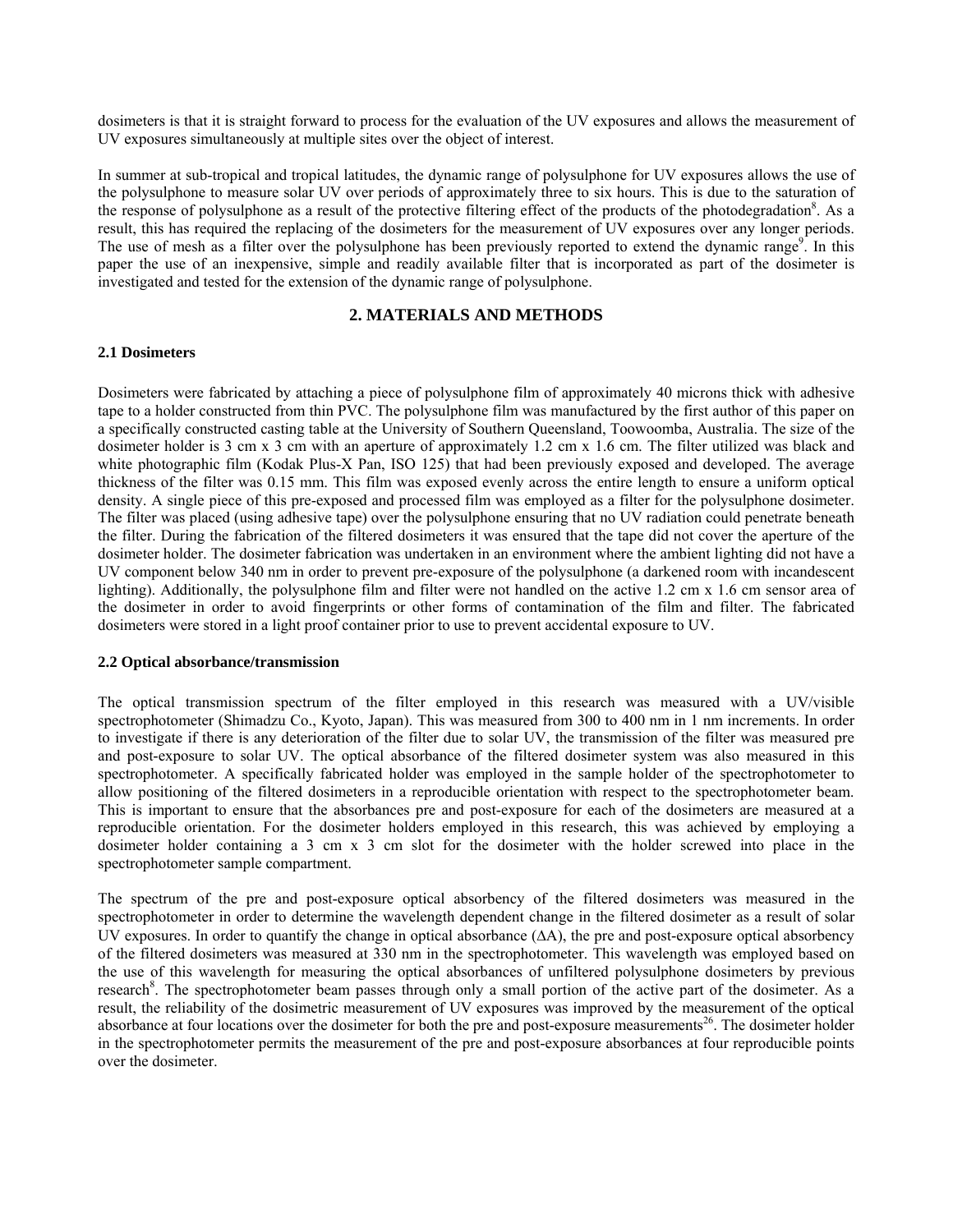dosimeters is that it is straight forward to process for the evaluation of the UV exposures and allows the measurement of UV exposures simultaneously at multiple sites over the object of interest.

In summer at sub-tropical and tropical latitudes, the dynamic range of polysulphone for UV exposures allows the use of the polysulphone to measure solar UV over periods of approximately three to six hours. This is due to the saturation of the response of polysulphone as a result of the protective filtering effect of the products of the photodegradation[8]. As a result, this has required the replacing of the dosimeters for the measurement of UV exposures over any longer periods. The use of mesh as a filter over the polysulphone has been previously reported to extend the dynamic range[9]. In this paper the use of an inexpensive, simple and readily available filter that is incorporated as part of the dosimeter is investigated and tested for the extension of the dynamic range of polysulphone.

## 2. MATERIALS AND METHODS

### 2.1 Dosimeters

Dosimeters were fabricated by attaching a piece of polysulphone film of approximately 40 microns thick with adhesive tape to a holder constructed from thin PVC. The polysulphone film was manufactured by the first author of this paper on a specifically constructed casting table at the University of Southern Queensland, Toowoomba, Australia. The size of the dosimeter holder is 3 cm x 3 cm with an aperture of approximately 1.2 cm x 1.6 cm. The filter utilized was black and white photographic film (Kodak Plus-X Pan, ISO 125) that had been previously exposed and developed. The average thickness of the filter was 0.15 mm. This film was exposed evenly across the entire length to ensure a uniform optical density. A single piece of this pre-exposed and processed film was employed as a filter for the polysulphone dosimeter. The filter was placed (using adhesive tape) over the polysulphone ensuring that no UV radiation could penetrate beneath the filter. During the fabrication of the filtered dosimeters it was ensured that the tape did not cover the aperture of the dosimeter holder. The dosimeter fabrication was undertaken in an environment where the ambient lighting did not have a UV component below 340 nm in order to prevent pre-exposure of the polysulphone (a darkened room with incandescent lighting). Additionally, the polysulphone film and filter were not handled on the active 1.2 cm x 1.6 cm sensor area of the dosimeter in order to avoid fingerprints or other forms of contamination of the film and filter. The fabricated dosimeters were stored in a light proof container prior to use to prevent accidental exposure to UV.

### 2.2 Optical absorbance/transmission

The optical transmission spectrum of the filter employed in this research was measured with a UV/visible spectrophotometer (Shimadzu Co., Kyoto, Japan). This was measured from 300 to 400 nm in 1 nm increments. In order to investigate if there is any deterioration of the filter due to solar UV, the transmission of the filter was measured pre and post-exposure to solar UV. The optical absorbance of the filtered dosimeter system was also measured in this spectrophotometer. A specifically fabricated holder was employed in the sample holder of the spectrophotometer to allow positioning of the filtered dosimeters in a reproducible orientation with respect to the spectrophotometer beam. This is important to ensure that the absorbances pre and post-exposure for each of the dosimeters are measured at a reproducible orientation. For the dosimeter holders employed in this research, this was achieved by employing a dosimeter holder containing a 3 cm x 3 cm slot for the dosimeter with the holder screwed into place in the spectrophotometer sample compartment.

The spectrum of the pre and post-exposure optical absorbency of the filtered dosimeters was measured in the spectrophotometer in order to determine the wavelength dependent change in the filtered dosimeter as a result of solar UV exposures. In order to quantify the change in optical absorbance ($\Delta A$), the pre and post-exposure optical absorbency of the filtered dosimeters was measured at 330 nm in the spectrophotometer. This wavelength was employed based on the use of this wavelength for measuring the optical absorbances of unfiltered polysulphone dosimeters by previous research[8]. The spectrophotometer beam passes through only a small portion of the active part of the dosimeter. As a result, the reliability of the dosimetric measurement of UV exposures was improved by the measurement of the optical absorbance at four locations over the dosimeter for both the pre and post-exposure measurements[26]. The dosimeter holder in the spectrophotometer permits the measurement of the pre and post-exposure absorbances at four reproducible points over the dosimeter.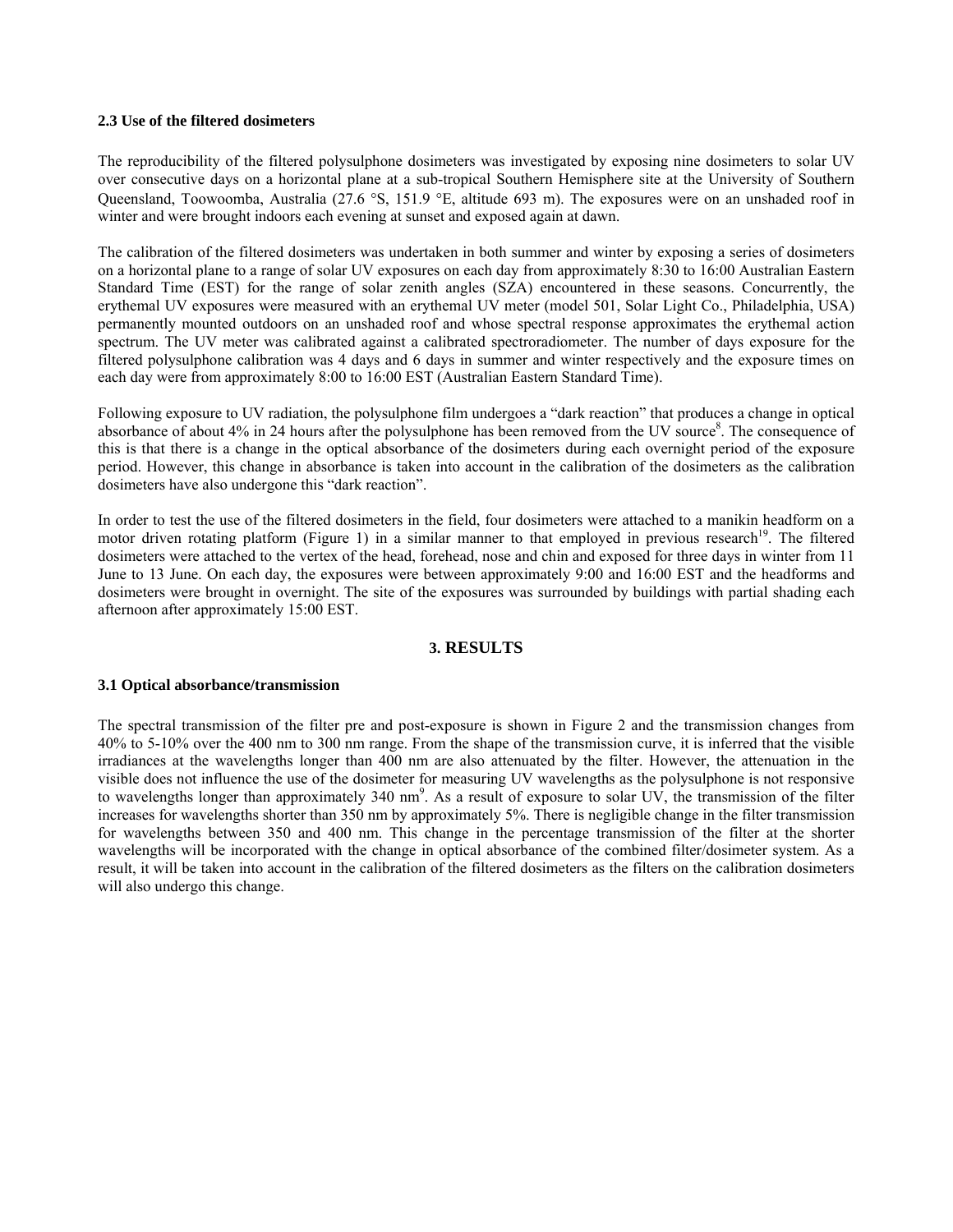### 2.3 Use of the filtered dosimeters

The reproducibility of the filtered polysulphone dosimeters was investigated by exposing nine dosimeters to solar UV over consecutive days on a horizontal plane at a sub-tropical Southern Hemisphere site at the University of Southern Queensland, Toowoomba, Australia (27.6 °S, 151.9 °E, altitude 693 m). The exposures were on an unshaded roof in winter and were brought indoors each evening at sunset and exposed again at dawn.

The calibration of the filtered dosimeters was undertaken in both summer and winter by exposing a series of dosimeters on a horizontal plane to a range of solar UV exposures on each day from approximately 8:30 to 16:00 Australian Eastern Standard Time (EST) for the range of solar zenith angles (SZA) encountered in these seasons. Concurrently, the erythemal UV exposures were measured with an erythemal UV meter (model 501, Solar Light Co., Philadelphia, USA) permanently mounted outdoors on an unshaded roof and whose spectral response approximates the erythemal action spectrum. The UV meter was calibrated against a calibrated spectroradiometer. The number of days exposure for the filtered polysulphone calibration was 4 days and 6 days in summer and winter respectively and the exposure times on each day were from approximately 8:00 to 16:00 EST (Australian Eastern Standard Time).

Following exposure to UV radiation, the polysulphone film undergoes a "dark reaction" that produces a change in optical absorbance of about 4% in 24 hours after the polysulphone has been removed from the UV source[8]. The consequence of this is that there is a change in the optical absorbance of the dosimeters during each overnight period of the exposure period. However, this change in absorbance is taken into account in the calibration of the dosimeters as the calibration dosimeters have also undergone this "dark reaction".

In order to test the use of the filtered dosimeters in the field, four dosimeters were attached to a manikin headform on a motor driven rotating platform (Figure 1) in a similar manner to that employed in previous research[19]. The filtered dosimeters were attached to the vertex of the head, forehead, nose and chin and exposed for three days in winter from 11 June to 13 June. On each day, the exposures were between approximately 9:00 and 16:00 EST and the headforms and dosimeters were brought in overnight. The site of the exposures was surrounded by buildings with partial shading each afternoon after approximately 15:00 EST.

## 3. RESULTS

### 3.1 Optical absorbance/transmission

The spectral transmission of the filter pre and post-exposure is shown in Figure 2 and the transmission changes from 40% to 5-10% over the 400 nm to 300 nm range. From the shape of the transmission curve, it is inferred that the visible irradiances at the wavelengths longer than 400 nm are also attenuated by the filter. However, the attenuation in the visible does not influence the use of the dosimeter for measuring UV wavelengths as the polysulphone is not responsive to wavelengths longer than approximately 340 nm[9]. As a result of exposure to solar UV, the transmission of the filter increases for wavelengths shorter than 350 nm by approximately 5%. There is negligible change in the filter transmission for wavelengths between 350 and 400 nm. This change in the percentage transmission of the filter at the shorter wavelengths will be incorporated with the change in optical absorbance of the combined filter/dosimeter system. As a result, it will be taken into account in the calibration of the filtered dosimeters as the filters on the calibration dosimeters will also undergo this change.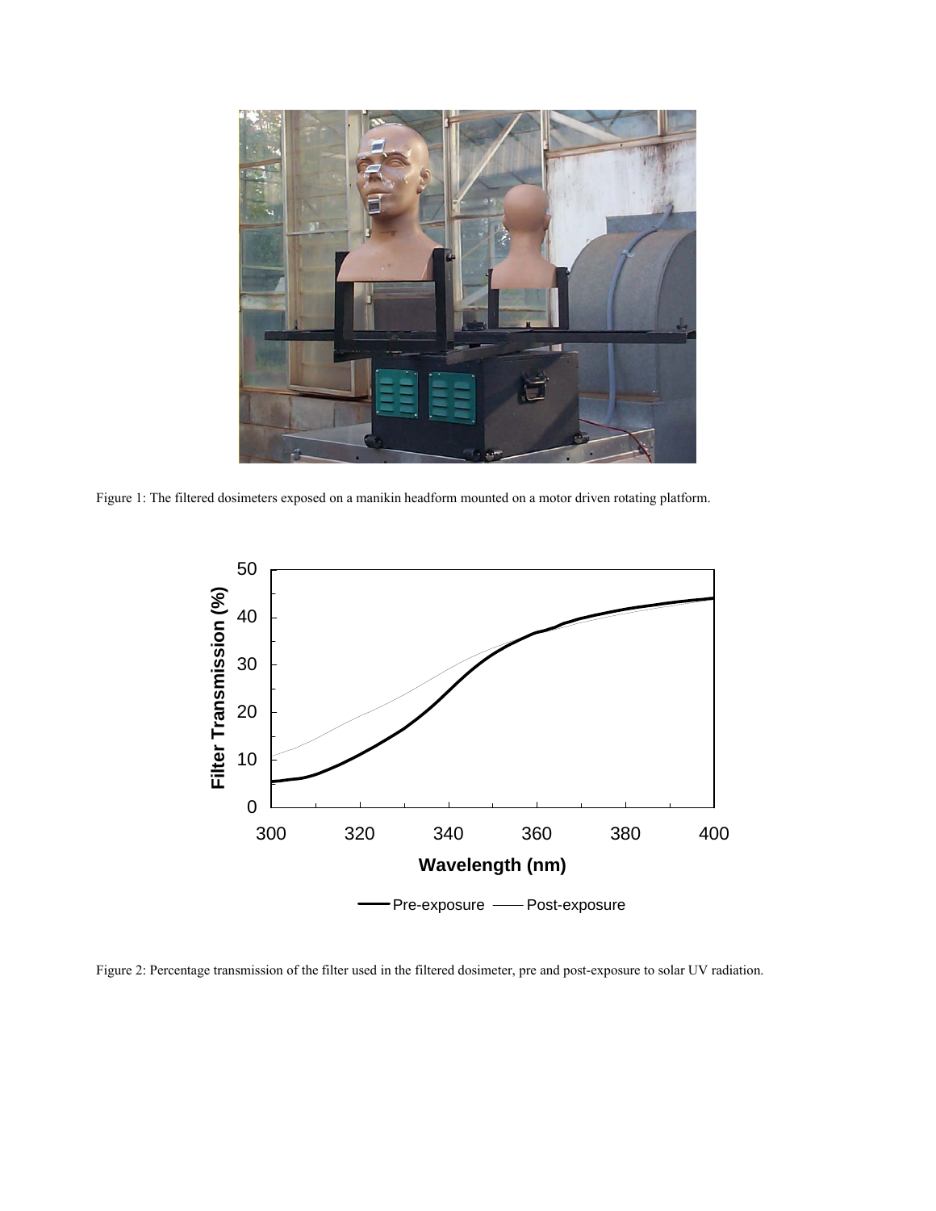Figure 1: The filtered dosimeters exposed on a manikin headform mounted on a motor driven rotating platform.

Figure 2: Percentage transmission of the filter used in the filtered dosimeter, pre and post-exposure to solar UV radiation.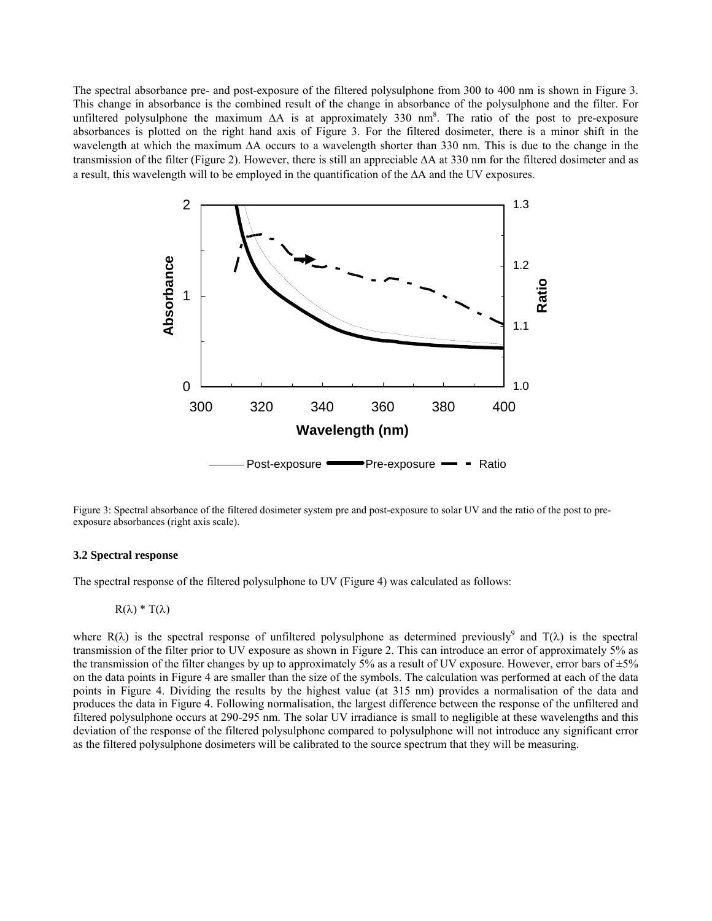The spectral absorbance pre- and post-exposure of the filtered polysulphone from 300 to 400 nm is shown in Figure 3. This change in absorbance is the combined result of the change in absorbance of the polysulphone and the filter. For unfiltered polysulphone the maximum ΔA is at approximately 330 nm[8]. The ratio of the post to pre-exposure absorbances is plotted on the right hand axis of Figure 3. For the filtered dosimeter, there is a minor shift in the wavelength at which the maximum ΔA occurs to a wavelength shorter than 330 nm. This is due to the change in the transmission of the filter (Figure 2). However, there is still an appreciable ΔA at 330 nm for the filtered dosimeter and as a result, this wavelength will to be employed in the quantification of the ΔA and the UV exposures.

Figure 3: Spectral absorbance of the filtered dosimeter system pre and post-exposure to solar UV and the ratio of the post to pre-exposure absorbances (right axis scale).

### 3.2 Spectral response

The spectral response of the filtered polysulphone to UV (Figure 4) was calculated as follows:

$$R(\lambda) * T(\lambda)$$

where $R(\lambda)$ is the spectral response of unfiltered polysulphone as determined previously[9] and $T(\lambda)$ is the spectral transmission of the filter prior to UV exposure as shown in Figure 2. This can introduce an error of approximately 5% as the transmission of the filter changes by up to approximately 5% as a result of UV exposure. However, error bars of ±5% on the data points in Figure 4 are smaller than the size of the symbols. The calculation was performed at each of the data points in Figure 4. Dividing the results by the highest value (at 315 nm) provides a normalisation of the data and produces the data in Figure 4. Following normalisation, the largest difference between the response of the unfiltered and filtered polysulphone occurs at 290-295 nm. The solar UV irradiance is small to negligible at these wavelengths and this deviation of the response of the filtered polysulphone compared to polysulphone will not introduce any significant error as the filtered polysulphone dosimeters will be calibrated to the source spectrum that they will be measuring.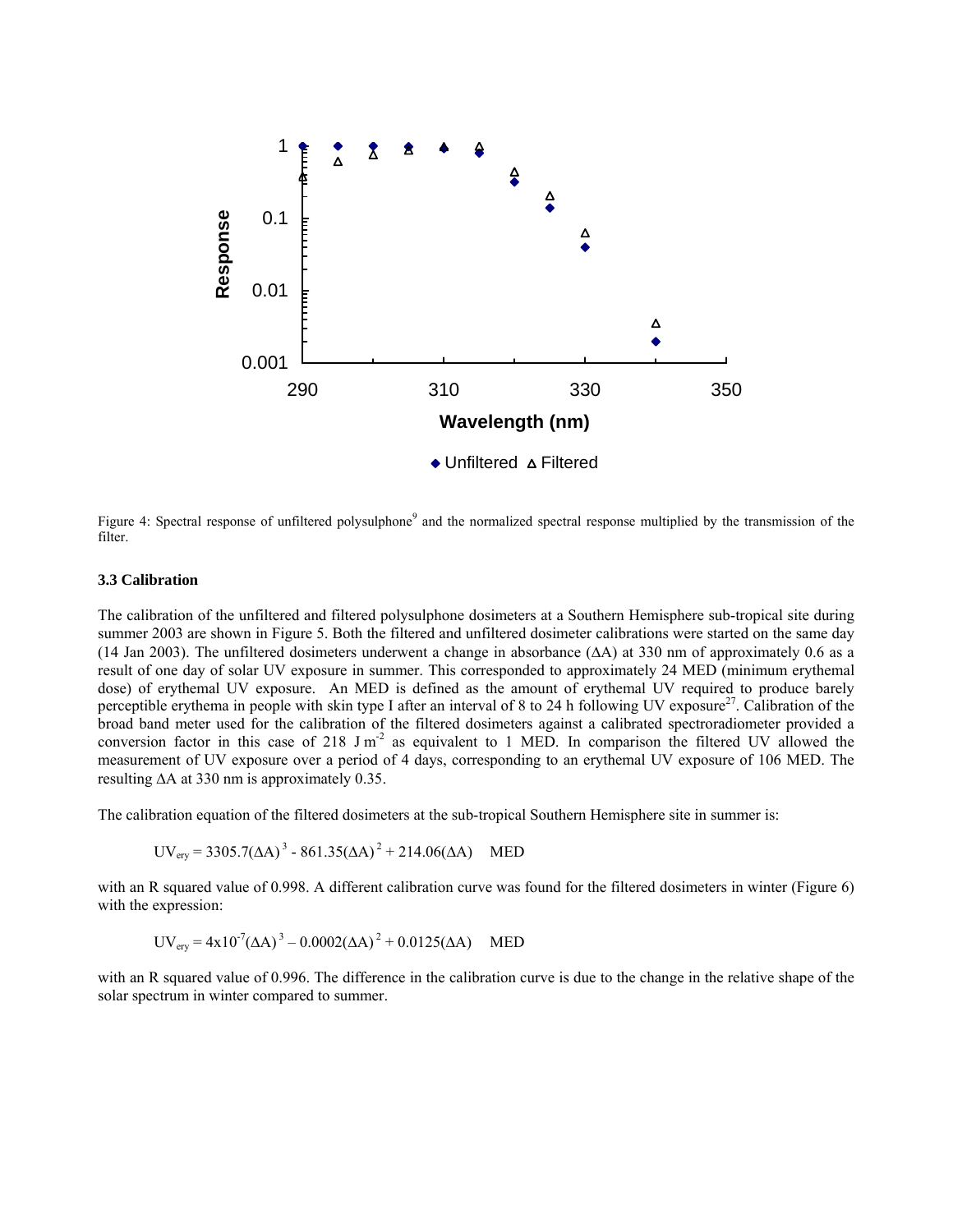Figure 4: Spectral response of unfiltered polysulphone[9] and the normalized spectral response multiplied by the transmission of the filter.

### 3.3 Calibration

The calibration of the unfiltered and filtered polysulphone dosimeters at a Southern Hemisphere sub-tropical site during summer 2003 are shown in Figure 5. Both the filtered and unfiltered dosimeter calibrations were started on the same day (14 Jan 2003). The unfiltered dosimeters underwent a change in absorbance ($\Delta A$) at 330 nm of approximately 0.6 as a result of one day of solar UV exposure in summer. This corresponded to approximately 24 MED (minimum erythemal dose) of erythemal UV exposure. An MED is defined as the amount of erythemal UV required to produce barely perceptible erythema in people with skin type I after an interval of 8 to 24 h following UV exposure[27]. Calibration of the broad band meter used for the calibration of the filtered dosimeters against a calibrated spectroradiometer provided a conversion factor in this case of 218 J m$^{-2}$ as equivalent to 1 MED. In comparison the filtered UV allowed the measurement of UV exposure over a period of 4 days, corresponding to an erythemal UV exposure of 106 MED. The resulting $\Delta A$ at 330 nm is approximately 0.35.

The calibration equation of the filtered dosimeters at the sub-tropical Southern Hemisphere site in summer is:

$$UV_{ery} = 3305.7(\Delta A)^3 - 861.35(\Delta A)^2 + 214.06(\Delta A) \quad \text{MED}$$

with an R squared value of 0.998. A different calibration curve was found for the filtered dosimeters in winter (Figure 6) with the expression:

$$UV_{ery} = 4\text{x}10^{-7}(\Delta A)^3 - 0.0002(\Delta A)^2 + 0.0125(\Delta A) \quad \text{MED}$$

with an R squared value of 0.996. The difference in the calibration curve is due to the change in the relative shape of the solar spectrum in winter compared to summer.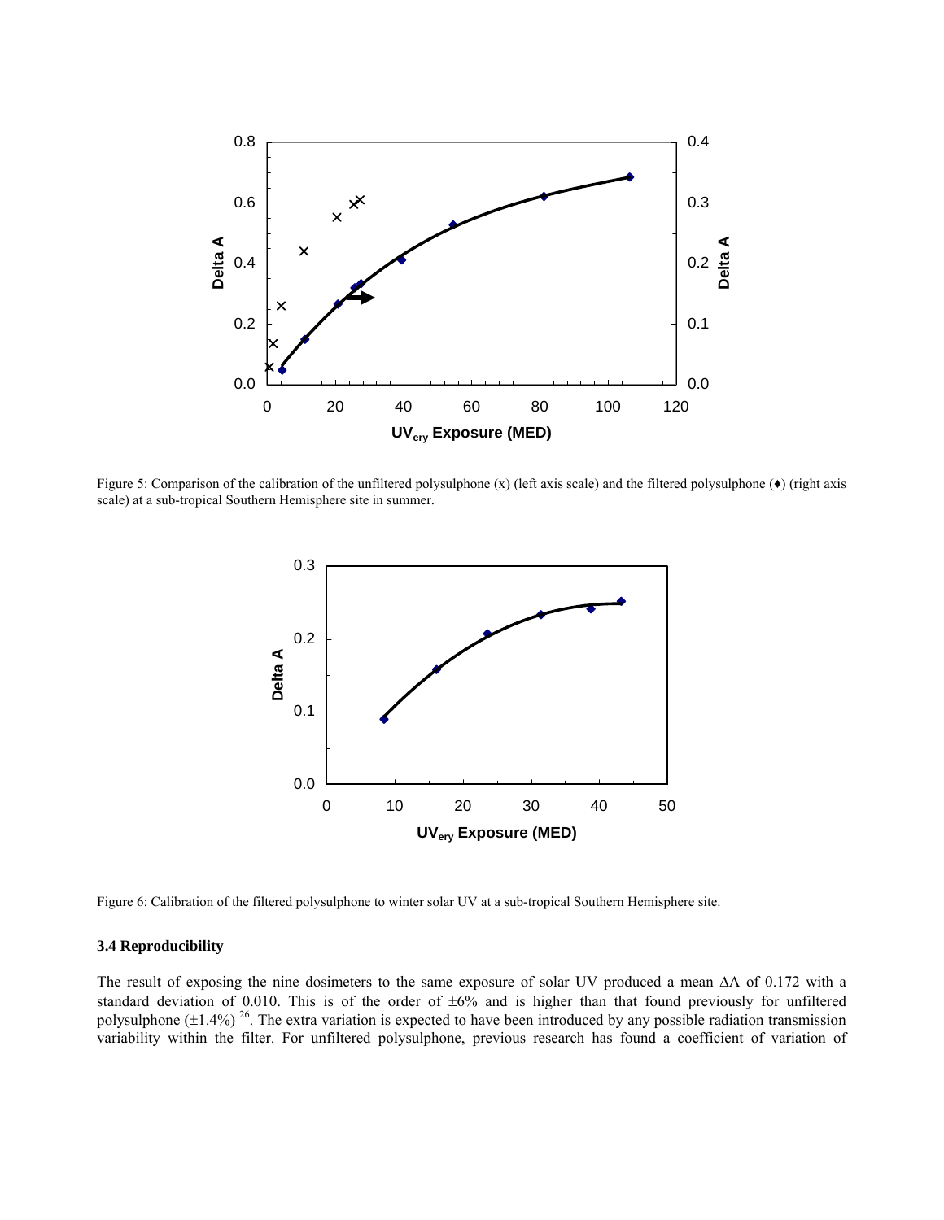Figure 5: Comparison of the calibration of the unfiltered polysulphone (x) (left axis scale) and the filtered polysulphone (♦) (right axis scale) at a sub-tropical Southern Hemisphere site in summer.

Figure 6: Calibration of the filtered polysulphone to winter solar UV at a sub-tropical Southern Hemisphere site.

### 3.4 Reproducibility

The result of exposing the nine dosimeters to the same exposure of solar UV produced a mean ΔA of 0.172 with a standard deviation of 0.010. This is of the order of ±6% and is higher than that found previously for unfiltered polysulphone (±1.4%) [26]. The extra variation is expected to have been introduced by any possible radiation transmission variability within the filter. For unfiltered polysulphone, previous research has found a coefficient of variation of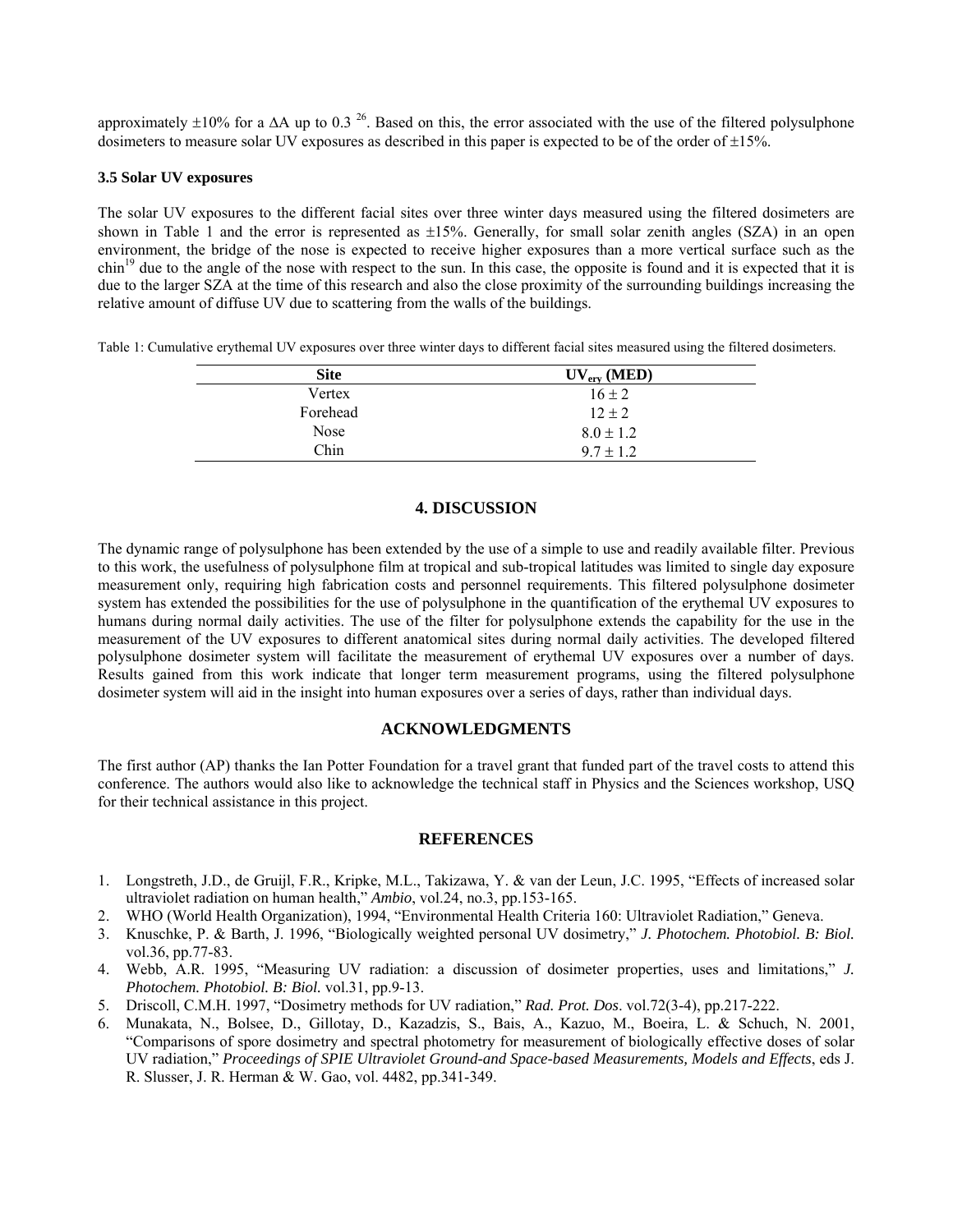approximately ±10% for a ΔA up to 0.3 [26]. Based on this, the error associated with the use of the filtered polysulphone dosimeters to measure solar UV exposures as described in this paper is expected to be of the order of ±15%.

### 3.5 Solar UV exposures

The solar UV exposures to the different facial sites over three winter days measured using the filtered dosimeters are shown in Table 1 and the error is represented as ±15%. Generally, for small solar zenith angles (SZA) in an open environment, the bridge of the nose is expected to receive higher exposures than a more vertical surface such as the chin[19] due to the angle of the nose with respect to the sun. In this case, the opposite is found and it is expected that it is due to the larger SZA at the time of this research and also the close proximity of the surrounding buildings increasing the relative amount of diffuse UV due to scattering from the walls of the buildings.

Table 1: Cumulative erythemal UV exposures over three winter days to different facial sites measured using the filtered dosimeters.

| Site | $UV_{ery}$ (MED) |
|---|---|
| Vertex | $16 \pm 2$ |
| Forehead | $12 \pm 2$ |
| Nose | $8.0 \pm 1.2$ |
| Chin | $9.7 \pm 1.2$ |

## 4. DISCUSSION

The dynamic range of polysulphone has been extended by the use of a simple to use and readily available filter. Previous to this work, the usefulness of polysulphone film at tropical and sub-tropical latitudes was limited to single day exposure measurement only, requiring high fabrication costs and personnel requirements. This filtered polysulphone dosimeter system has extended the possibilities for the use of polysulphone in the quantification of the erythemal UV exposures to humans during normal daily activities. The use of the filter for polysulphone extends the capability for the use in the measurement of the UV exposures to different anatomical sites during normal daily activities. The developed filtered polysulphone dosimeter system will facilitate the measurement of erythemal UV exposures over a number of days. Results gained from this work indicate that longer term measurement programs, using the filtered polysulphone dosimeter system will aid in the insight into human exposures over a series of days, rather than individual days.

## ACKNOWLEDGMENTS

The first author (AP) thanks the Ian Potter Foundation for a travel grant that funded part of the travel costs to attend this conference. The authors would also like to acknowledge the technical staff in Physics and the Sciences workshop, USQ for their technical assistance in this project.

## REFERENCES

1. Longstreth, J.D., de Gruijl, F.R., Kripke, M.L., Takizawa, Y. & van der Leun, J.C. 1995, "Effects of increased solar ultraviolet radiation on human health," *Ambio*, vol.24, no.3, pp.153-165.
2. WHO (World Health Organization), 1994, "Environmental Health Criteria 160: Ultraviolet Radiation," Geneva.
3. Knuschke, P. & Barth, J. 1996, "Biologically weighted personal UV dosimetry," *J. Photochem. Photobiol. B: Biol.* vol.36, pp.77-83.
4. Webb, A.R. 1995, "Measuring UV radiation: a discussion of dosimeter properties, uses and limitations," *J. Photochem. Photobiol. B: Biol.* vol.31, pp.9-13.
5. Driscoll, C.M.H. 1997, "Dosimetry methods for UV radiation," *Rad. Prot. Dos*. vol.72(3-4), pp.217-222.
6. Munakata, N., Bolsee, D., Gillotay, D., Kazadzis, S., Bais, A., Kazuo, M., Boeira, L. & Schuch, N. 2001, "Comparisons of spore dosimetry and spectral photometry for measurement of biologically effective doses of solar UV radiation," *Proceedings of SPIE Ultraviolet Ground-and Space-based Measurements, Models and Effects*, eds J. R. Slusser, J. R. Herman & W. Gao, vol. 4482, pp.341-349.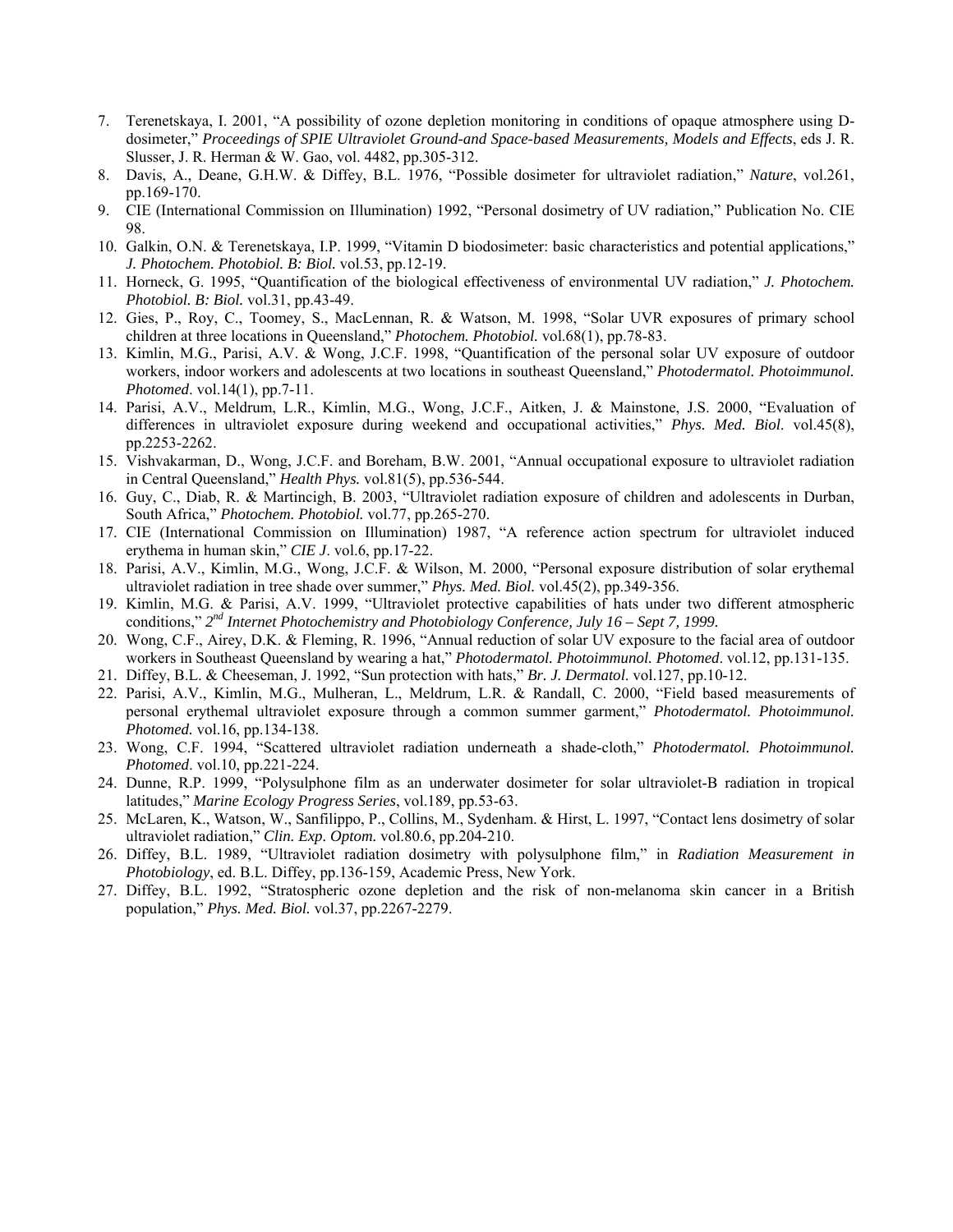7. Terenetskaya, I. 2001, "A possibility of ozone depletion monitoring in conditions of opaque atmosphere using D-dosimeter," *Proceedings of SPIE Ultraviolet Ground-and Space-based Measurements, Models and Effects*, eds J. R. Slusser, J. R. Herman & W. Gao, vol. 4482, pp.305-312.
8. Davis, A., Deane, G.H.W. & Diffey, B.L. 1976, "Possible dosimeter for ultraviolet radiation," *Nature*, vol.261, pp.169-170.
9. CIE (International Commission on Illumination) 1992, "Personal dosimetry of UV radiation," Publication No. CIE 98.
10. Galkin, O.N. & Terenetskaya, I.P. 1999, "Vitamin D biodosimeter: basic characteristics and potential applications," *J. Photochem. Photobiol. B: Biol.* vol.53, pp.12-19.
11. Horneck, G. 1995, "Quantification of the biological effectiveness of environmental UV radiation," *J. Photochem. Photobiol. B: Biol.* vol.31, pp.43-49.
12. Gies, P., Roy, C., Toomey, S., MacLennan, R. & Watson, M. 1998, "Solar UVR exposures of primary school children at three locations in Queensland," *Photochem. Photobiol.* vol.68(1), pp.78-83.
13. Kimlin, M.G., Parisi, A.V. & Wong, J.C.F. 1998, "Quantification of the personal solar UV exposure of outdoor workers, indoor workers and adolescents at two locations in southeast Queensland," *Photodermatol. Photoimmunol. Photomed*. vol.14(1), pp.7-11.
14. Parisi, A.V., Meldrum, L.R., Kimlin, M.G., Wong, J.C.F., Aitken, J. & Mainstone, J.S. 2000, "Evaluation of differences in ultraviolet exposure during weekend and occupational activities," *Phys. Med. Biol.* vol.45(8), pp.2253-2262.
15. Vishvakarman, D., Wong, J.C.F. and Boreham, B.W. 2001, "Annual occupational exposure to ultraviolet radiation in Central Queensland," *Health Phys.* vol.81(5), pp.536-544.
16. Guy, C., Diab, R. & Martincigh, B. 2003, "Ultraviolet radiation exposure of children and adolescents in Durban, South Africa," *Photochem. Photobiol.* vol.77, pp.265-270.
17. CIE (International Commission on Illumination) 1987, "A reference action spectrum for ultraviolet induced erythema in human skin," *CIE J*. vol.6, pp.17-22.
18. Parisi, A.V., Kimlin, M.G., Wong, J.C.F. & Wilson, M. 2000, "Personal exposure distribution of solar erythemal ultraviolet radiation in tree shade over summer," *Phys. Med. Biol.* vol.45(2), pp.349-356.
19. Kimlin, M.G. & Parisi, A.V. 1999, "Ultraviolet protective capabilities of hats under two different atmospheric conditions," *2nd Internet Photochemistry and Photobiology Conference, July 16 – Sept 7, 1999.*
20. Wong, C.F., Airey, D.K. & Fleming, R. 1996, "Annual reduction of solar UV exposure to the facial area of outdoor workers in Southeast Queensland by wearing a hat," *Photodermatol. Photoimmunol. Photomed*. vol.12, pp.131-135.
21. Diffey, B.L. & Cheeseman, J. 1992, "Sun protection with hats," *Br. J. Dermatol.* vol.127, pp.10-12.
22. Parisi, A.V., Kimlin, M.G., Mulheran, L., Meldrum, L.R. & Randall, C. 2000, "Field based measurements of personal erythemal ultraviolet exposure through a common summer garment," *Photodermatol. Photoimmunol. Photomed.* vol.16, pp.134-138.
23. Wong, C.F. 1994, "Scattered ultraviolet radiation underneath a shade-cloth," *Photodermatol. Photoimmunol. Photomed*. vol.10, pp.221-224.
24. Dunne, R.P. 1999, "Polysulphone film as an underwater dosimeter for solar ultraviolet-B radiation in tropical latitudes," *Marine Ecology Progress Series*, vol.189, pp.53-63.
25. McLaren, K., Watson, W., Sanfilippo, P., Collins, M., Sydenham. & Hirst, L. 1997, "Contact lens dosimetry of solar ultraviolet radiation," *Clin. Exp. Optom.* vol.80.6, pp.204-210.
26. Diffey, B.L. 1989, "Ultraviolet radiation dosimetry with polysulphone film," in *Radiation Measurement in Photobiology*, ed. B.L. Diffey, pp.136-159, Academic Press, New York.
27. Diffey, B.L. 1992, "Stratospheric ozone depletion and the risk of non-melanoma skin cancer in a British population," *Phys. Med. Biol.* vol.37, pp.2267-2279.